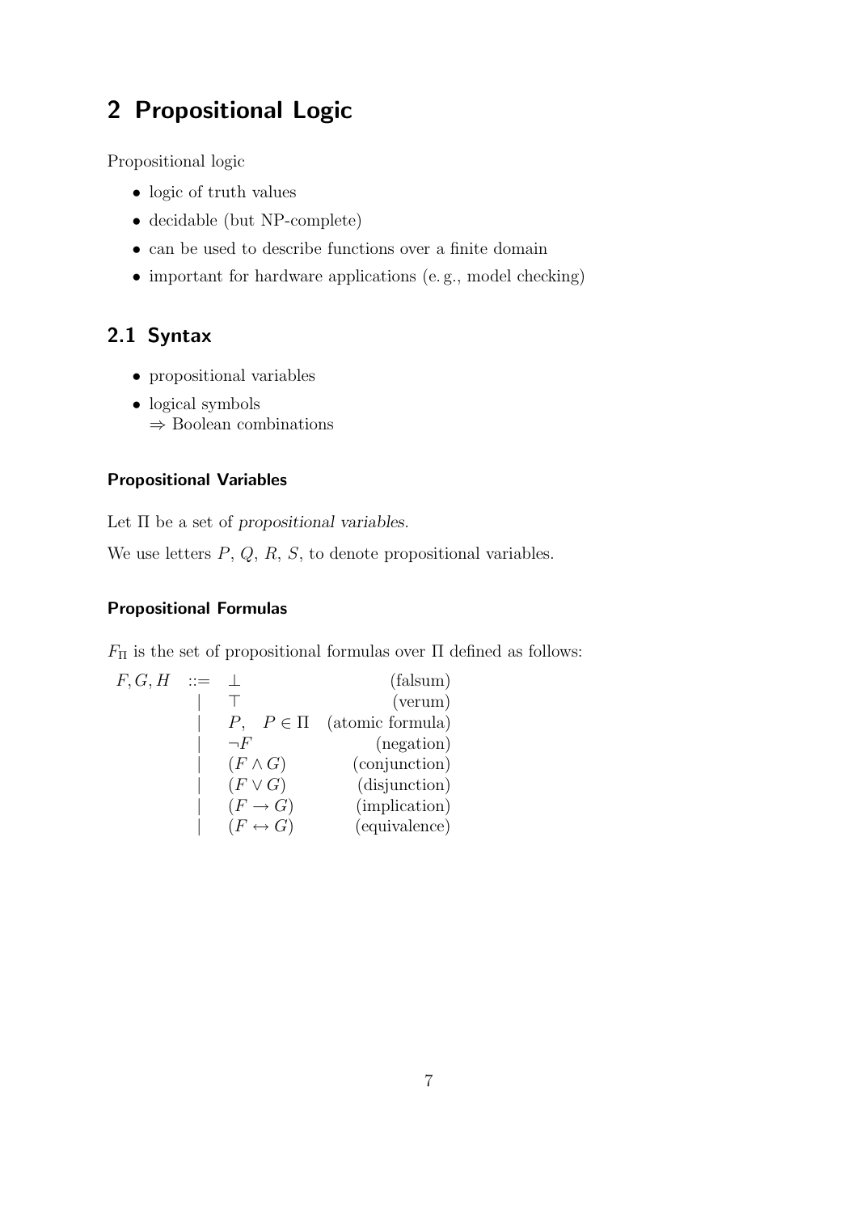# 2 Propositional Logic

Propositional logic

- logic of truth values
- decidable (but NP-complete)
- can be used to describe functions over a finite domain
- important for hardware applications (e. g., model checking)

## 2.1 Syntax

- propositional variables
- logical symbols
  $\Rightarrow$ Boolean combinations

### Propositional Variables

Let $\Pi$ be a set of *propositional variables*.

We use letters $P$, $Q$, $R$, $S$, to denote propositional variables.

### Propositional Formulas

$F_\Pi$ is the set of propositional formulas over $\Pi$ defined as follows:

$$
\begin{array}{rcll}
F, G, H & ::= & \bot & \text{(falsum)} \\
 & \mid & \top & \text{(verum)} \\
 & \mid & P, \quad P \in \Pi & \text{(atomic formula)} \\
 & \mid & \neg F & \text{(negation)} \\
 & \mid & (F \wedge G) & \text{(conjunction)} \\
 & \mid & (F \vee G) & \text{(disjunction)} \\
 & \mid & (F \rightarrow G) & \text{(implication)} \\
 & \mid & (F \leftrightarrow G) & \text{(equivalence)}
\end{array}
$$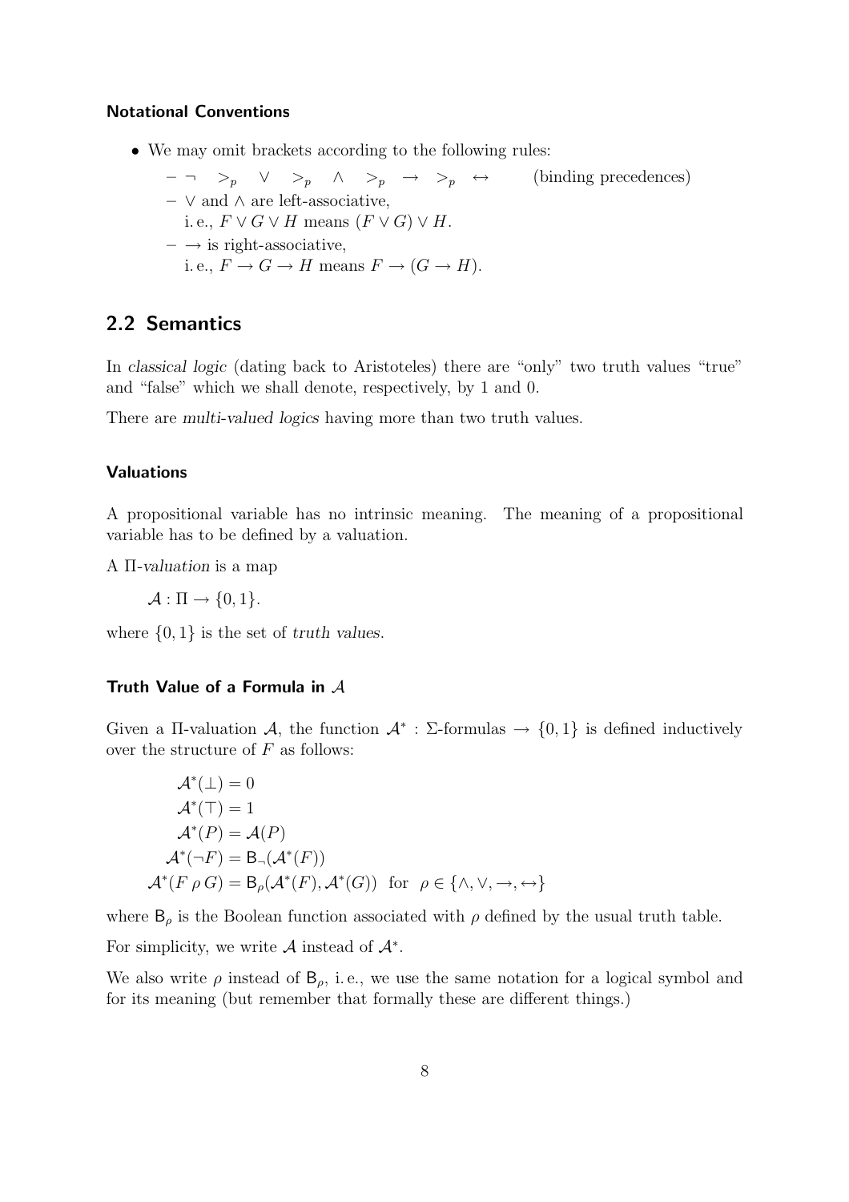#### Notational Conventions

- We may omit brackets according to the following rules:
  - $\neg \quad >_p \quad \vee \quad >_p \quad \wedge \quad >_p \quad \rightarrow \quad >_p \quad \leftrightarrow$ (binding precedences)
  - $\vee$ and $\wedge$ are left-associative, i. e., $F \vee G \vee H$ means $(F \vee G) \vee H$.
  - $\rightarrow$ is right-associative, i. e., $F \rightarrow G \rightarrow H$ means $F \rightarrow (G \rightarrow H)$.

## 2.2 Semantics

In *classical logic* (dating back to Aristoteles) there are "only" two truth values "true" and "false" which we shall denote, respectively, by 1 and 0.

There are *multi-valued logics* having more than two truth values.

#### Valuations

A propositional variable has no intrinsic meaning. The meaning of a propositional variable has to be defined by a valuation.

A $\Pi$-*valuation* is a map

$$\mathcal{A} : \Pi \rightarrow \{0, 1\}.$$

where $\{0, 1\}$ is the set of *truth values*.

#### Truth Value of a Formula in $\mathcal{A}$

Given a $\Pi$-valuation $\mathcal{A}$, the function $\mathcal{A}^* : \Sigma\text{-formulas} \rightarrow \{0, 1\}$ is defined inductively over the structure of $F$ as follows:

$$
\begin{aligned}
\mathcal{A}^*(\bot) &= 0 \\
\mathcal{A}^*(\top) &= 1 \\
\mathcal{A}^*(P) &= \mathcal{A}(P) \\
\mathcal{A}^*(\neg F) &= \mathsf{B}_\neg(\mathcal{A}^*(F)) \\
\mathcal{A}^*(F \,\rho\, G) &= \mathsf{B}_\rho(\mathcal{A}^*(F), \mathcal{A}^*(G)) \quad \text{for} \quad \rho \in \{\wedge, \vee, \rightarrow, \leftrightarrow\}
\end{aligned}
$$

where $\mathsf{B}_\rho$ is the Boolean function associated with $\rho$ defined by the usual truth table.

For simplicity, we write $\mathcal{A}$ instead of $\mathcal{A}^*$.

We also write $\rho$ instead of $\mathsf{B}_\rho$, i. e., we use the same notation for a logical symbol and for its meaning (but remember that formally these are different things.)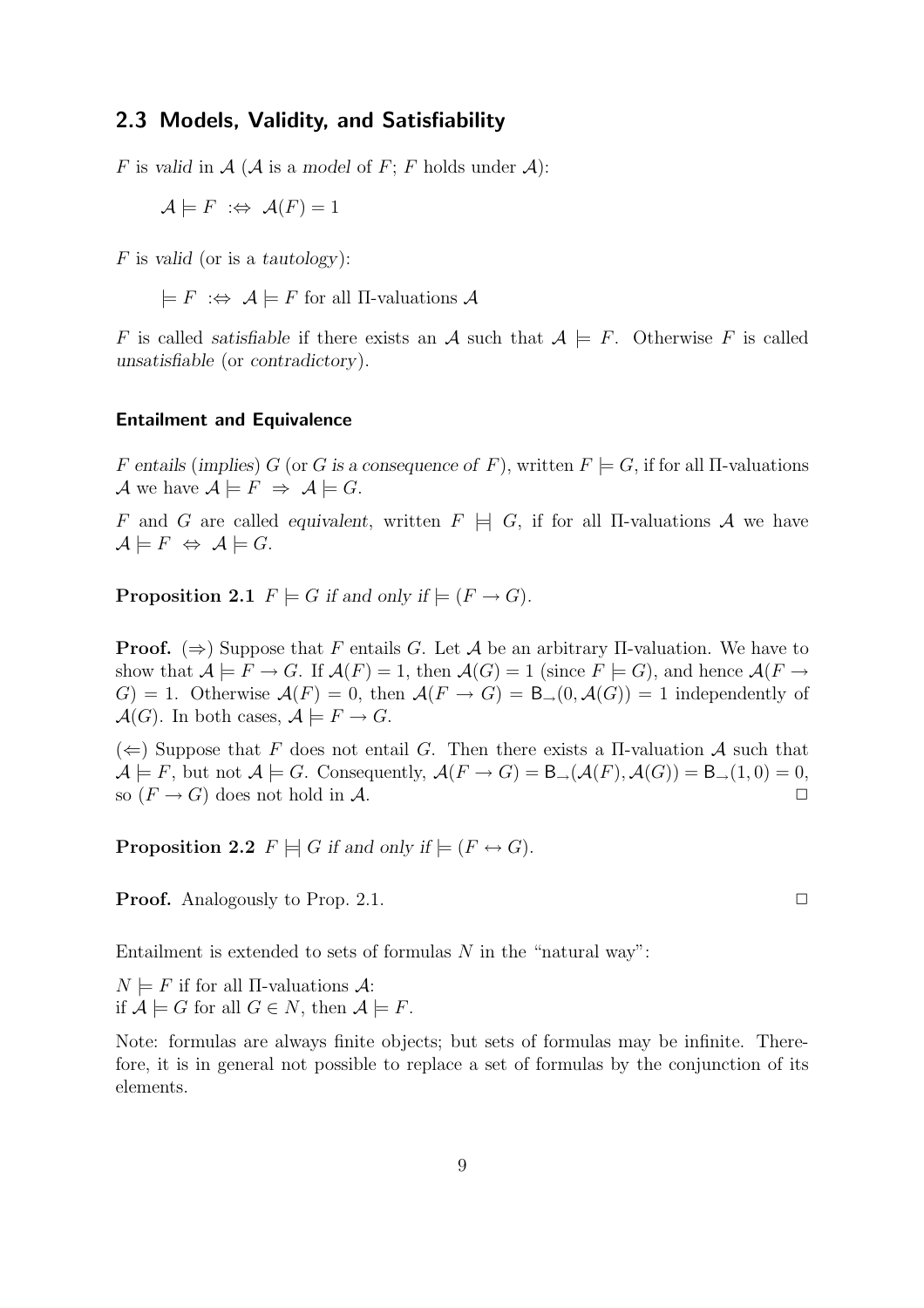## 2.3 Models, Validity, and Satisfiability

$F$ is *valid* in $\mathcal{A}$ ($\mathcal{A}$ is a *model* of $F$; $F$ holds under $\mathcal{A}$):

$$\mathcal{A} \models F \;:\Leftrightarrow\; \mathcal{A}(F) = 1$$

$F$ is *valid* (or is a *tautology*):

$$\models F \;:\Leftrightarrow\; \mathcal{A} \models F \text{ for all } \Pi\text{-valuations } \mathcal{A}$$

$F$ is called *satisfiable* if there exists an $\mathcal{A}$ such that $\mathcal{A} \models F$. Otherwise $F$ is called *unsatisfiable* (or *contradictory*).

### Entailment and Equivalence

$F$ *entails* (*implies*) $G$ (or *$G$ is a consequence of $F$*), written $F \models G$, if for all $\Pi$-valuations $\mathcal{A}$ we have $\mathcal{A} \models F \;\Rightarrow\; \mathcal{A} \models G$.

$F$ and $G$ are called *equivalent*, written $F \models\!\!\!| \; G$, if for all $\Pi$-valuations $\mathcal{A}$ we have $\mathcal{A} \models F \;\Leftrightarrow\; \mathcal{A} \models G$.

**Proposition 2.1** *$F \models G$ if and only if $\models (F \rightarrow G)$.*

**Proof.** ($\Rightarrow$) Suppose that $F$ entails $G$. Let $\mathcal{A}$ be an arbitrary $\Pi$-valuation. We have to show that $\mathcal{A} \models F \rightarrow G$. If $\mathcal{A}(F) = 1$, then $\mathcal{A}(G) = 1$ (since $F \models G$), and hence $\mathcal{A}(F \rightarrow G) = 1$. Otherwise $\mathcal{A}(F) = 0$, then $\mathcal{A}(F \rightarrow G) = \mathsf{B}_{\rightarrow}(0, \mathcal{A}(G)) = 1$ independently of $\mathcal{A}(G)$. In both cases, $\mathcal{A} \models F \rightarrow G$.

($\Leftarrow$) Suppose that $F$ does not entail $G$. Then there exists a $\Pi$-valuation $\mathcal{A}$ such that $\mathcal{A} \models F$, but not $\mathcal{A} \models G$. Consequently, $\mathcal{A}(F \rightarrow G) = \mathsf{B}_{\rightarrow}(\mathcal{A}(F), \mathcal{A}(G)) = \mathsf{B}_{\rightarrow}(1, 0) = 0$, so $(F \rightarrow G)$ does not hold in $\mathcal{A}$. $\square$

**Proposition 2.2** *$F \models\!\!\!| \; G$ if and only if $\models (F \leftrightarrow G)$.*

**Proof.** Analogously to Prop. 2.1. $\square$

Entailment is extended to sets of formulas $N$ in the "natural way":

$N \models F$ if for all $\Pi$-valuations $\mathcal{A}$:
if $\mathcal{A} \models G$ for all $G \in N$, then $\mathcal{A} \models F$.

Note: formulas are always finite objects; but sets of formulas may be infinite. Therefore, it is in general not possible to replace a set of formulas by the conjunction of its elements.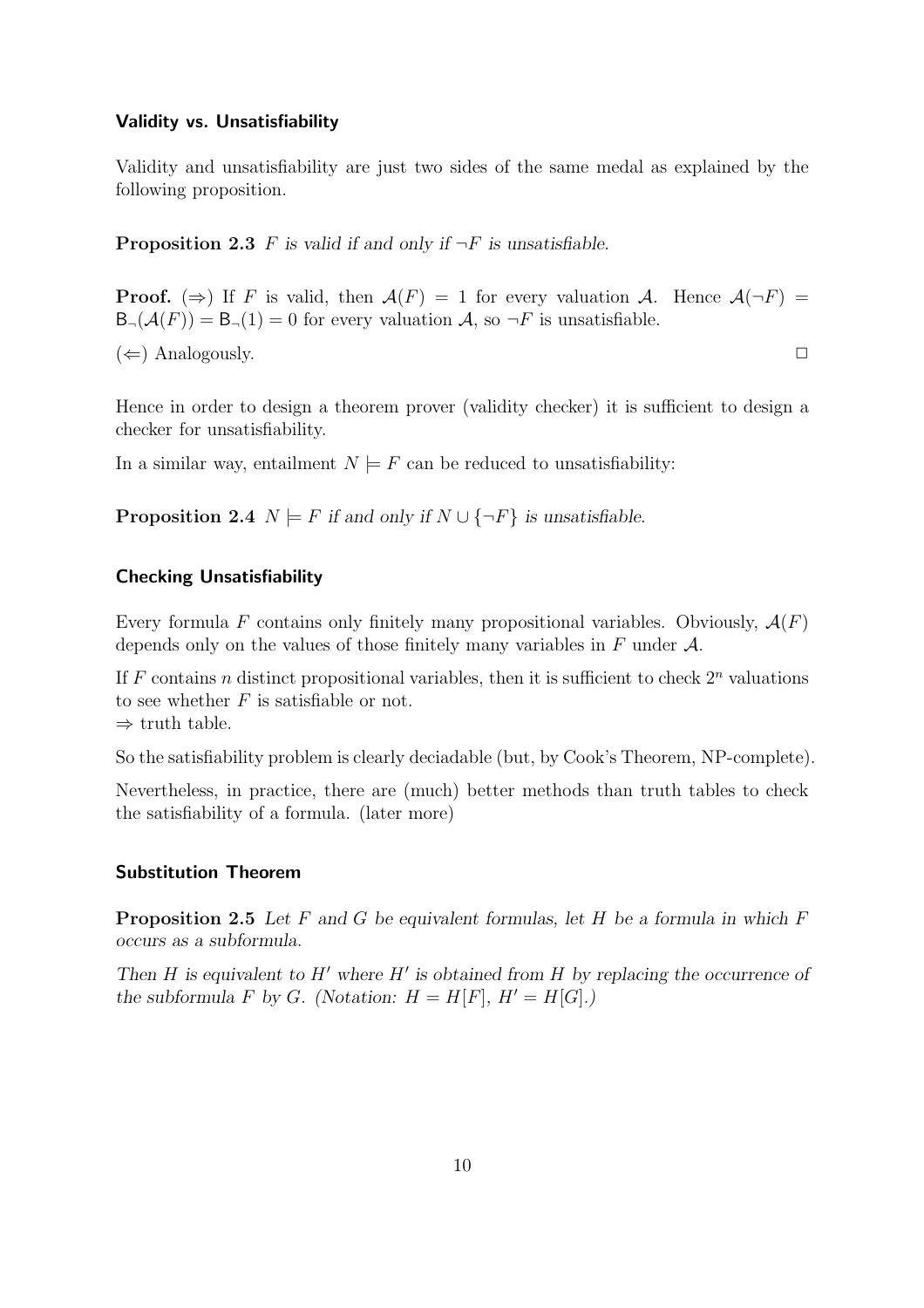### Validity vs. Unsatisfiability

Validity and unsatisfiability are just two sides of the same medal as explained by the following proposition.

**Proposition 2.3** *$F$ is valid if and only if $\neg F$ is unsatisfiable.*

**Proof.** ($\Rightarrow$) If $F$ is valid, then $\mathcal{A}(F) = 1$ for every valuation $\mathcal{A}$. Hence $\mathcal{A}(\neg F) = \mathsf{B}_\neg(\mathcal{A}(F)) = \mathsf{B}_\neg(1) = 0$ for every valuation $\mathcal{A}$, so $\neg F$ is unsatisfiable.

($\Leftarrow$) Analogously. □

Hence in order to design a theorem prover (validity checker) it is sufficient to design a checker for unsatisfiability.

In a similar way, entailment $N \models F$ can be reduced to unsatisfiability:

**Proposition 2.4** *$N \models F$ if and only if $N \cup \{\neg F\}$ is unsatisfiable.*

### Checking Unsatisfiability

Every formula $F$ contains only finitely many propositional variables. Obviously, $\mathcal{A}(F)$ depends only on the values of those finitely many variables in $F$ under $\mathcal{A}$.

If $F$ contains $n$ distinct propositional variables, then it is sufficient to check $2^n$ valuations to see whether $F$ is satisfiable or not.
$\Rightarrow$ truth table.

So the satisfiability problem is clearly deciadable (but, by Cook's Theorem, NP-complete).

Nevertheless, in practice, there are (much) better methods than truth tables to check the satisfiability of a formula. (later more)

### Substitution Theorem

**Proposition 2.5** *Let $F$ and $G$ be equivalent formulas, let $H$ be a formula in which $F$ occurs as a subformula.*

*Then $H$ is equivalent to $H'$ where $H'$ is obtained from $H$ by replacing the occurrence of the subformula $F$ by $G$. (Notation: $H = H[F]$, $H' = H[G]$.)*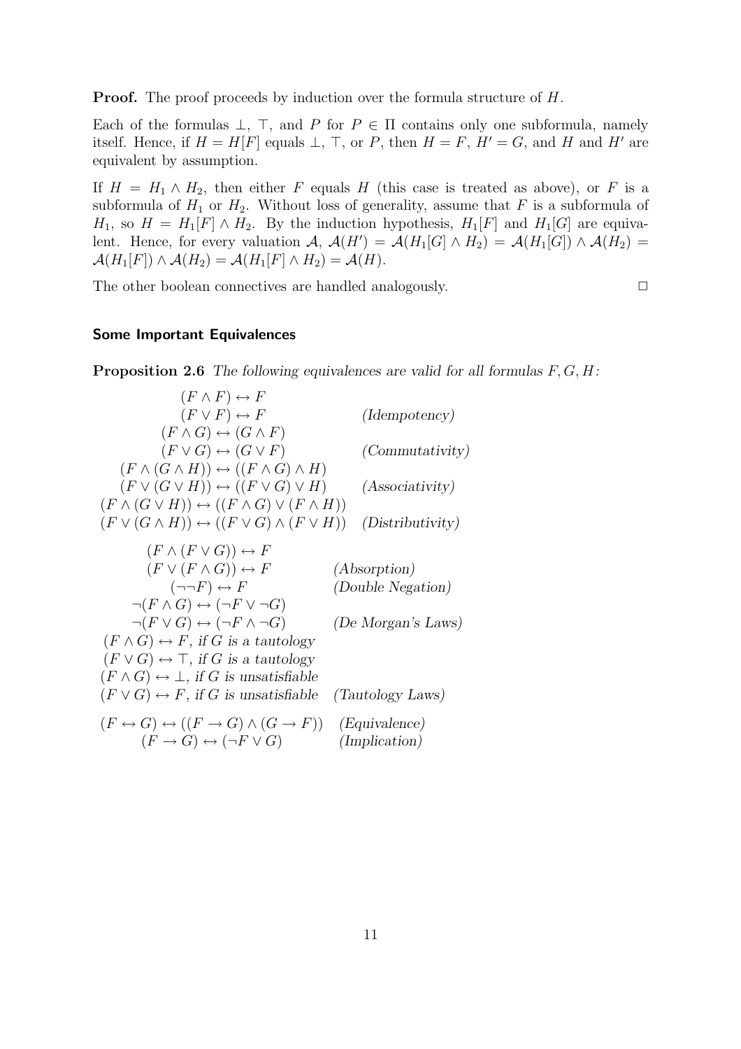**Proof.** The proof proceeds by induction over the formula structure of $H$.

Each of the formulas $\bot$, $\top$, and $P$ for $P \in \Pi$ contains only one subformula, namely itself. Hence, if $H = H[F]$ equals $\bot$, $\top$, or $P$, then $H = F$, $H' = G$, and $H$ and $H'$ are equivalent by assumption.

If $H = H_1 \wedge H_2$, then either $F$ equals $H$ (this case is treated as above), or $F$ is a subformula of $H_1$ or $H_2$. Without loss of generality, assume that $F$ is a subformula of $H_1$, so $H = H_1[F] \wedge H_2$. By the induction hypothesis, $H_1[F]$ and $H_1[G]$ are equivalent. Hence, for every valuation $\mathcal{A}$, $\mathcal{A}(H') = \mathcal{A}(H_1[G] \wedge H_2) = \mathcal{A}(H_1[G]) \wedge \mathcal{A}(H_2) = \mathcal{A}(H_1[F]) \wedge \mathcal{A}(H_2) = \mathcal{A}(H_1[F] \wedge H_2) = \mathcal{A}(H)$.

The other boolean connectives are handled analogously. $\Box$

### Some Important Equivalences

**Proposition 2.6** *The following equivalences are valid for all formulas $F, G, H$:*

$$
\begin{array}{rl}
(F \wedge F) \leftrightarrow F & \\
(F \vee F) \leftrightarrow F & \textit{(Idempotency)} \\
(F \wedge G) \leftrightarrow (G \wedge F) & \\
(F \vee G) \leftrightarrow (G \vee F) & \textit{(Commutativity)} \\
(F \wedge (G \wedge H)) \leftrightarrow ((F \wedge G) \wedge H) & \\
(F \vee (G \vee H)) \leftrightarrow ((F \vee G) \vee H) & \textit{(Associativity)} \\
(F \wedge (G \vee H)) \leftrightarrow ((F \wedge G) \vee (F \wedge H)) & \\
(F \vee (G \wedge H)) \leftrightarrow ((F \vee G) \wedge (F \vee H)) & \textit{(Distributivity)}
\end{array}
$$

$$
\begin{array}{rl}
(F \wedge (F \vee G)) \leftrightarrow F & \\
(F \vee (F \wedge G)) \leftrightarrow F & \textit{(Absorption)} \\
(\neg\neg F) \leftrightarrow F & \textit{(Double Negation)} \\
\neg(F \wedge G) \leftrightarrow (\neg F \vee \neg G) & \\
\neg(F \vee G) \leftrightarrow (\neg F \wedge \neg G) & \textit{(De Morgan's Laws)} \\
(F \wedge G) \leftrightarrow F, \textit{ if } G \textit{ is a tautology} & \\
(F \vee G) \leftrightarrow \top, \textit{ if } G \textit{ is a tautology} & \\
(F \wedge G) \leftrightarrow \bot, \textit{ if } G \textit{ is unsatisfiable} & \\
(F \vee G) \leftrightarrow F, \textit{ if } G \textit{ is unsatisfiable} & \textit{(Tautology Laws)}
\end{array}
$$

$$
\begin{array}{rl}
(F \leftrightarrow G) \leftrightarrow ((F \rightarrow G) \wedge (G \rightarrow F)) & \textit{(Equivalence)} \\
(F \rightarrow G) \leftrightarrow (\neg F \vee G) & \textit{(Implication)}
\end{array}
$$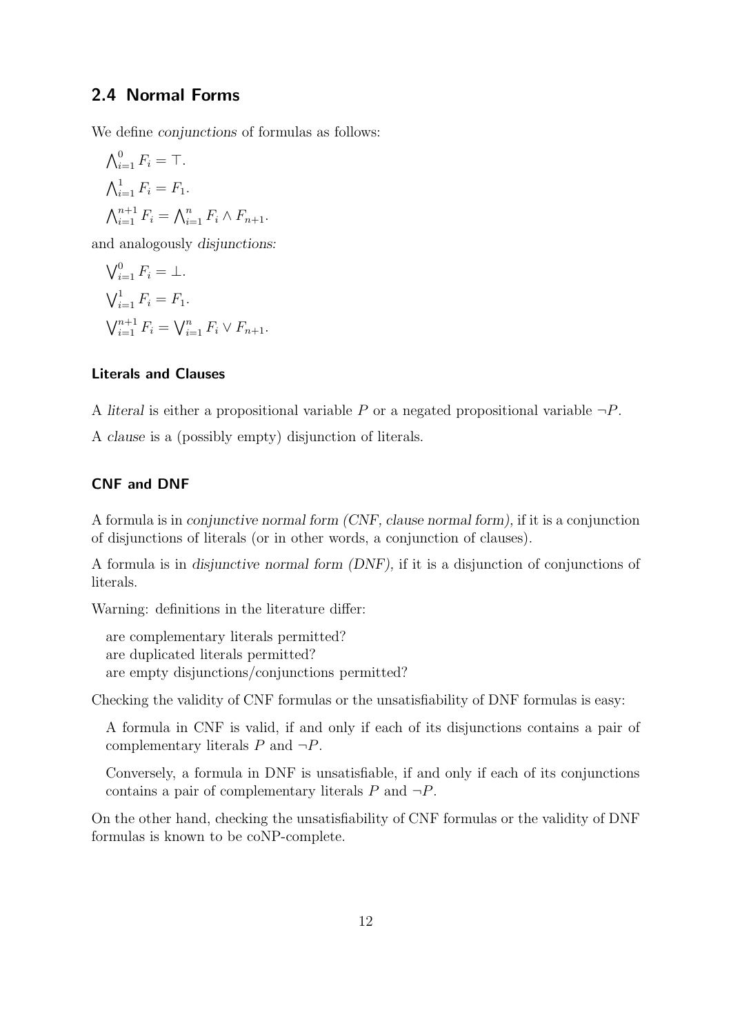## 2.4 Normal Forms

We define *conjunctions* of formulas as follows:

$\bigwedge_{i=1}^{0} F_i = \top$.

$\bigwedge_{i=1}^{1} F_i = F_1$.

$\bigwedge_{i=1}^{n+1} F_i = \bigwedge_{i=1}^{n} F_i \wedge F_{n+1}$.

and analogously *disjunctions:*

$\bigvee_{i=1}^{0} F_i = \bot$.

$\bigvee_{i=1}^{1} F_i = F_1$.

$\bigvee_{i=1}^{n+1} F_i = \bigvee_{i=1}^{n} F_i \vee F_{n+1}$.

### Literals and Clauses

A *literal* is either a propositional variable $P$ or a negated propositional variable $\neg P$.

A *clause* is a (possibly empty) disjunction of literals.

### CNF and DNF

A formula is in *conjunctive normal form (CNF, clause normal form),* if it is a conjunction of disjunctions of literals (or in other words, a conjunction of clauses).

A formula is in *disjunctive normal form (DNF),* if it is a disjunction of conjunctions of literals.

Warning: definitions in the literature differ:

are complementary literals permitted?
are duplicated literals permitted?
are empty disjunctions/conjunctions permitted?

Checking the validity of CNF formulas or the unsatisfiability of DNF formulas is easy:

A formula in CNF is valid, if and only if each of its disjunctions contains a pair of complementary literals $P$ and $\neg P$.

Conversely, a formula in DNF is unsatisfiable, if and only if each of its conjunctions contains a pair of complementary literals $P$ and $\neg P$.

On the other hand, checking the unsatisfiability of CNF formulas or the validity of DNF formulas is known to be coNP-complete.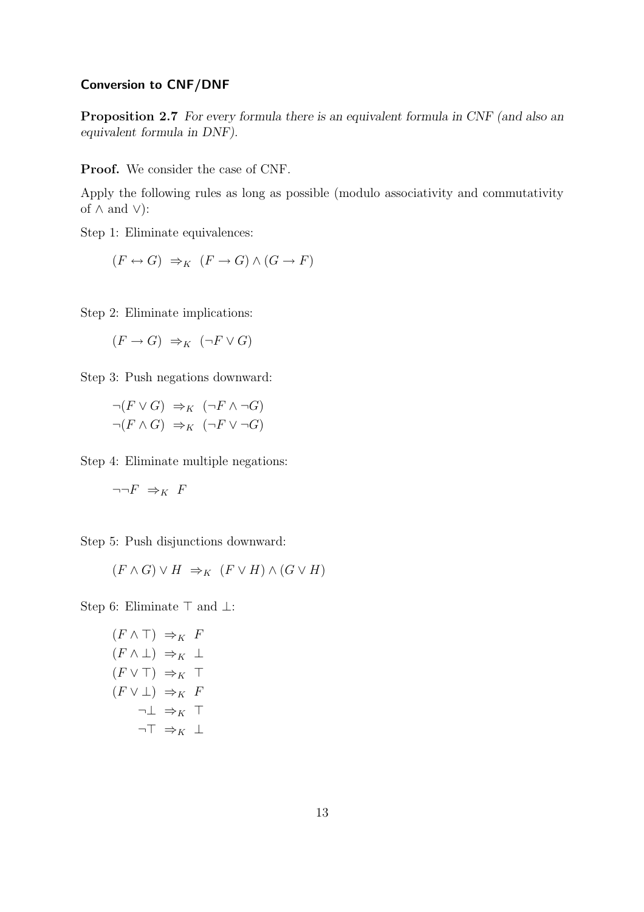### Conversion to CNF/DNF

**Proposition 2.7** *For every formula there is an equivalent formula in CNF (and also an equivalent formula in DNF).*

**Proof.** We consider the case of CNF.

Apply the following rules as long as possible (modulo associativity and commutativity of $\wedge$ and $\vee$):

Step 1: Eliminate equivalences:

$$(F \leftrightarrow G) \;\Rightarrow_K\; (F \rightarrow G) \wedge (G \rightarrow F)$$

Step 2: Eliminate implications:

$$(F \rightarrow G) \;\Rightarrow_K\; (\neg F \vee G)$$

Step 3: Push negations downward:

$$\neg(F \vee G) \;\Rightarrow_K\; (\neg F \wedge \neg G)$$
$$\neg(F \wedge G) \;\Rightarrow_K\; (\neg F \vee \neg G)$$

Step 4: Eliminate multiple negations:

$$\neg\neg F \;\Rightarrow_K\; F$$

Step 5: Push disjunctions downward:

$$(F \wedge G) \vee H \;\Rightarrow_K\; (F \vee H) \wedge (G \vee H)$$

Step 6: Eliminate $\top$ and $\bot$:

$$(F \wedge \top) \;\Rightarrow_K\; F$$
$$(F \wedge \bot) \;\Rightarrow_K\; \bot$$
$$(F \vee \top) \;\Rightarrow_K\; \top$$
$$(F \vee \bot) \;\Rightarrow_K\; F$$
$$\neg\bot \;\Rightarrow_K\; \top$$
$$\neg\top \;\Rightarrow_K\; \bot$$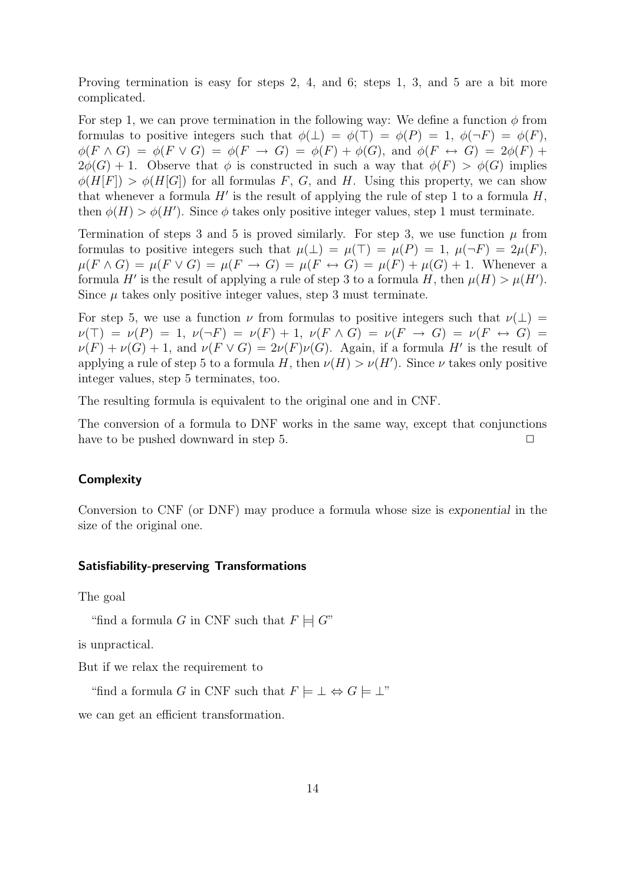Proving termination is easy for steps 2, 4, and 6; steps 1, 3, and 5 are a bit more complicated.

For step 1, we can prove termination in the following way: We define a function $\phi$ from formulas to positive integers such that $\phi(\bot) = \phi(\top) = \phi(P) = 1$, $\phi(\neg F) = \phi(F)$, $\phi(F \wedge G) = \phi(F \vee G) = \phi(F \rightarrow G) = \phi(F) + \phi(G)$, and $\phi(F \leftrightarrow G) = 2\phi(F) + 2\phi(G) + 1$. Observe that $\phi$ is constructed in such a way that $\phi(F) > \phi(G)$ implies $\phi(H[F]) > \phi(H[G])$ for all formulas $F$, $G$, and $H$. Using this property, we can show that whenever a formula $H'$ is the result of applying the rule of step 1 to a formula $H$, then $\phi(H) > \phi(H')$. Since $\phi$ takes only positive integer values, step 1 must terminate.

Termination of steps 3 and 5 is proved similarly. For step 3, we use function $\mu$ from formulas to positive integers such that $\mu(\bot) = \mu(\top) = \mu(P) = 1$, $\mu(\neg F) = 2\mu(F)$, $\mu(F \wedge G) = \mu(F \vee G) = \mu(F \rightarrow G) = \mu(F \leftrightarrow G) = \mu(F) + \mu(G) + 1$. Whenever a formula $H'$ is the result of applying a rule of step 3 to a formula $H$, then $\mu(H) > \mu(H')$. Since $\mu$ takes only positive integer values, step 3 must terminate.

For step 5, we use a function $\nu$ from formulas to positive integers such that $\nu(\bot) = \nu(\top) = \nu(P) = 1$, $\nu(\neg F) = \nu(F) + 1$, $\nu(F \wedge G) = \nu(F \rightarrow G) = \nu(F \leftrightarrow G) = \nu(F) + \nu(G) + 1$, and $\nu(F \vee G) = 2\nu(F)\nu(G)$. Again, if a formula $H'$ is the result of applying a rule of step 5 to a formula $H$, then $\nu(H) > \nu(H')$. Since $\nu$ takes only positive integer values, step 5 terminates, too.

The resulting formula is equivalent to the original one and in CNF.

The conversion of a formula to DNF works in the same way, except that conjunctions have to be pushed downward in step 5. $\square$

### Complexity

Conversion to CNF (or DNF) may produce a formula whose size is *exponential* in the size of the original one.

### Satisfiability-preserving Transformations

The goal

"find a formula $G$ in CNF such that $F \models\!\!\!| \; G$"

is unpractical.

But if we relax the requirement to

"find a formula $G$ in CNF such that $F \models \bot \Leftrightarrow G \models \bot$"

we can get an efficient transformation.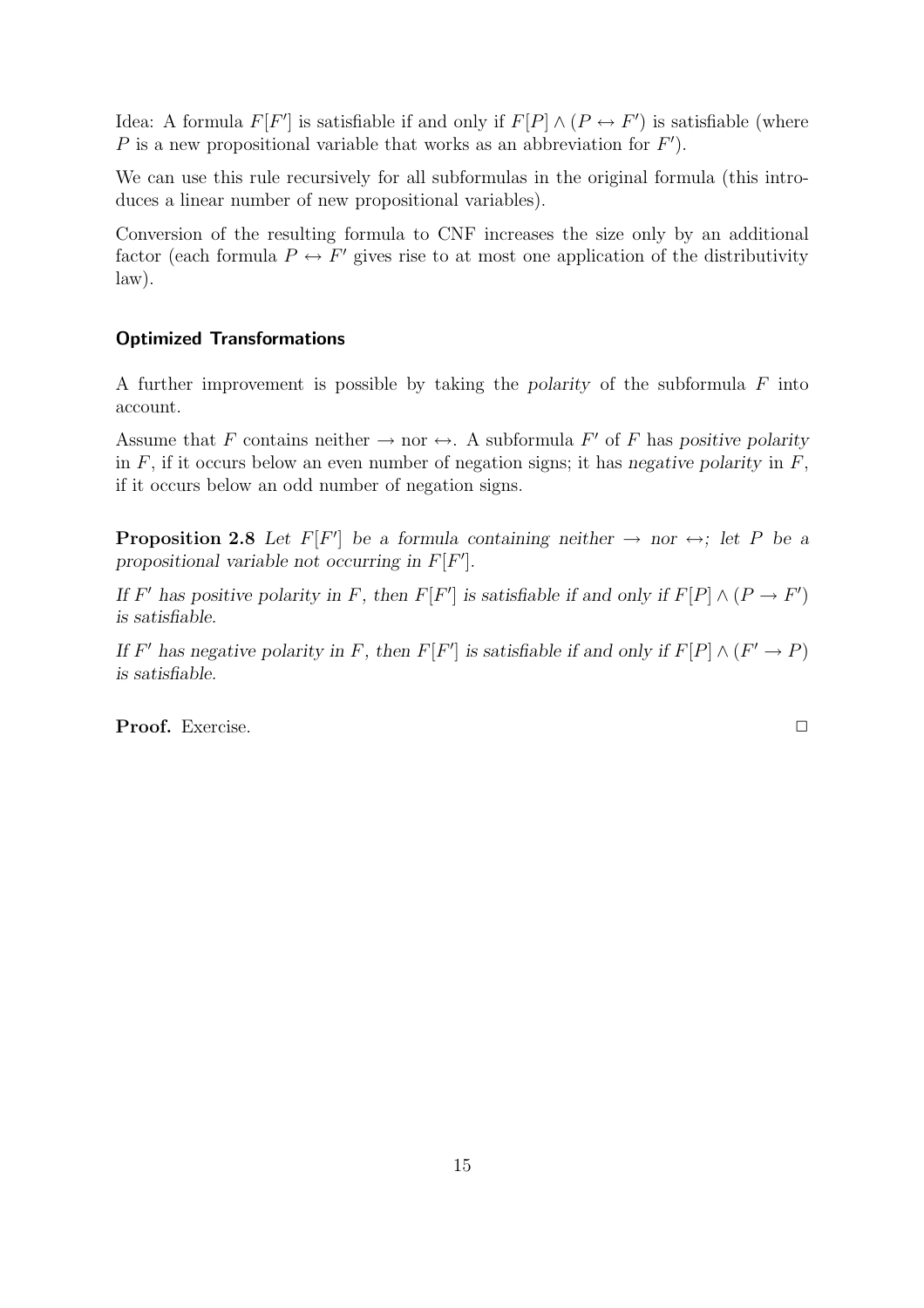Idea: A formula $F[F']$ is satisfiable if and only if $F[P] \land (P \leftrightarrow F')$ is satisfiable (where $P$ is a new propositional variable that works as an abbreviation for $F'$).

We can use this rule recursively for all subformulas in the original formula (this introduces a linear number of new propositional variables).

Conversion of the resulting formula to CNF increases the size only by an additional factor (each formula $P \leftrightarrow F'$ gives rise to at most one application of the distributivity law).

### Optimized Transformations

A further improvement is possible by taking the *polarity* of the subformula $F$ into account.

Assume that $F$ contains neither $\rightarrow$ nor $\leftrightarrow$. A subformula $F'$ of $F$ has *positive polarity* in $F$, if it occurs below an even number of negation signs; it has *negative polarity* in $F$, if it occurs below an odd number of negation signs.

**Proposition 2.8** *Let $F[F']$ be a formula containing neither $\rightarrow$ nor $\leftrightarrow$; let $P$ be a propositional variable not occurring in $F[F']$.*

*If $F'$ has positive polarity in $F$, then $F[F']$ is satisfiable if and only if $F[P] \land (P \rightarrow F')$ is satisfiable.*

*If $F'$ has negative polarity in $F$, then $F[F']$ is satisfiable if and only if $F[P] \land (F' \rightarrow P)$ is satisfiable.*

**Proof.** Exercise. □